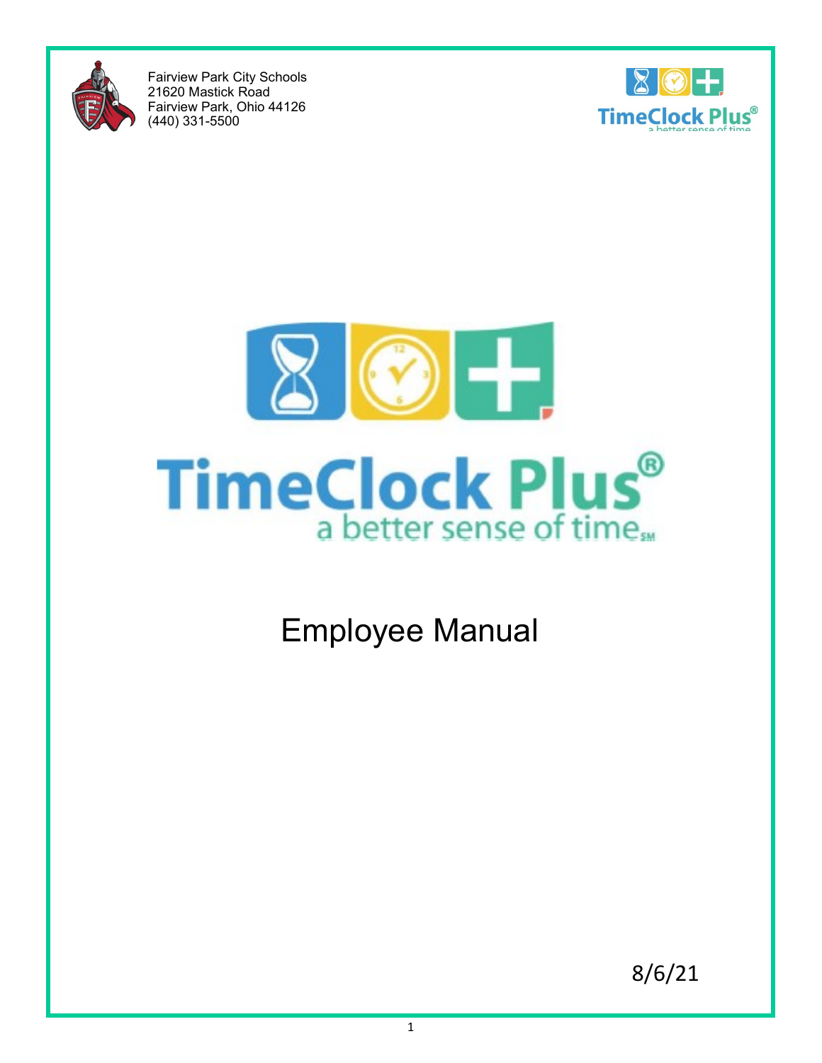Fairview Park City Schools
21620 Mastick Road
Fairview Park, Ohio 44126
(440) 331-5500

TimeClock Plus®
a better sense of time℠

# Employee Manual

8/6/21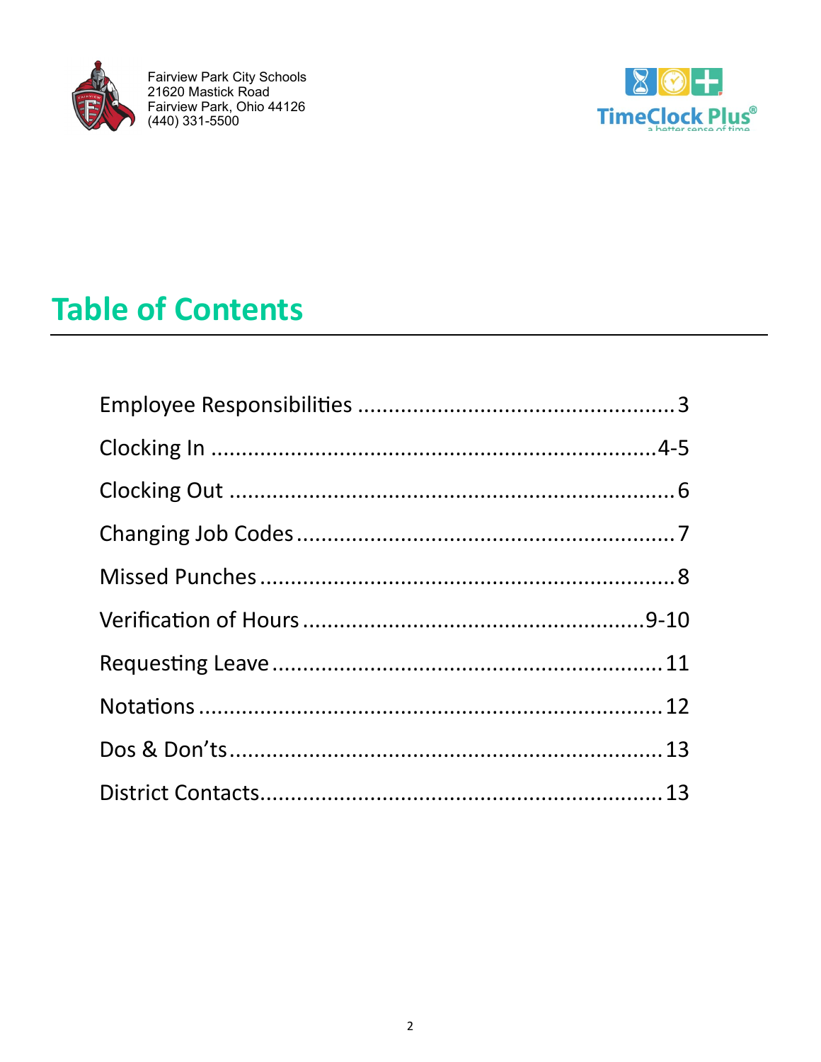Fairview Park City Schools
21620 Mastick Road
Fairview Park, Ohio 44126
(440) 331-5500

# Table of Contents

Employee Responsibilities .................................................. 3

Clocking In ......................................................................... 4-5

Clocking Out ....................................................................... 6

Changing Job Codes ............................................................ 7

Missed Punches ................................................................... 8

Verification of Hours ......................................................... 9-10

Requesting Leave ............................................................... 11

Notations ........................................................................... 12

Dos & Don'ts ...................................................................... 13

District Contacts ................................................................. 13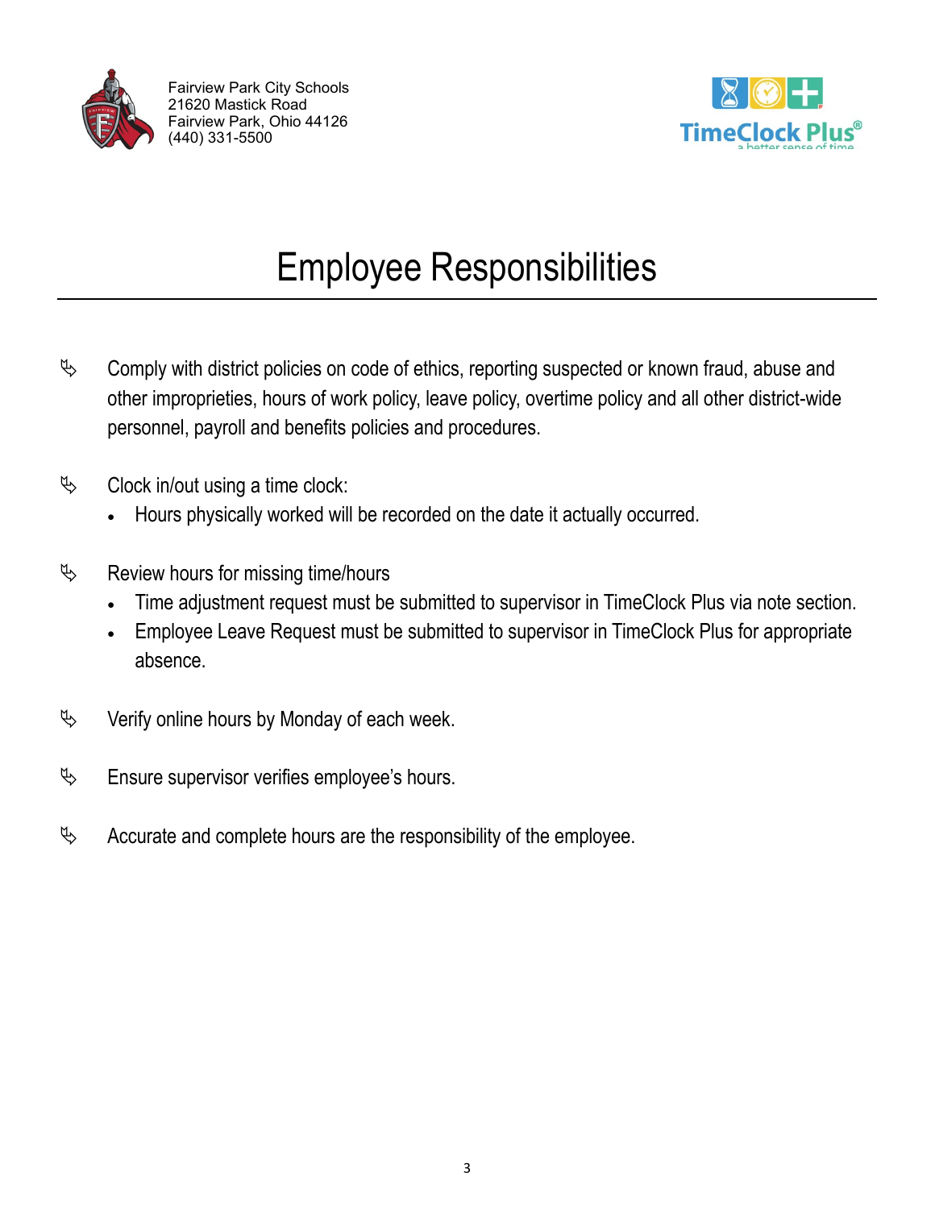Fairview Park City Schools
21620 Mastick Road
Fairview Park, Ohio 44126
(440) 331-5500

# Employee Responsibilities

- Comply with district policies on code of ethics, reporting suspected or known fraud, abuse and other improprieties, hours of work policy, leave policy, overtime policy and all other district-wide personnel, payroll and benefits policies and procedures.

- Clock in/out using a time clock:
  - Hours physically worked will be recorded on the date it actually occurred.

- Review hours for missing time/hours
  - Time adjustment request must be submitted to supervisor in TimeClock Plus via note section.
  - Employee Leave Request must be submitted to supervisor in TimeClock Plus for appropriate absence.

- Verify online hours by Monday of each week.

- Ensure supervisor verifies employee's hours.

- Accurate and complete hours are the responsibility of the employee.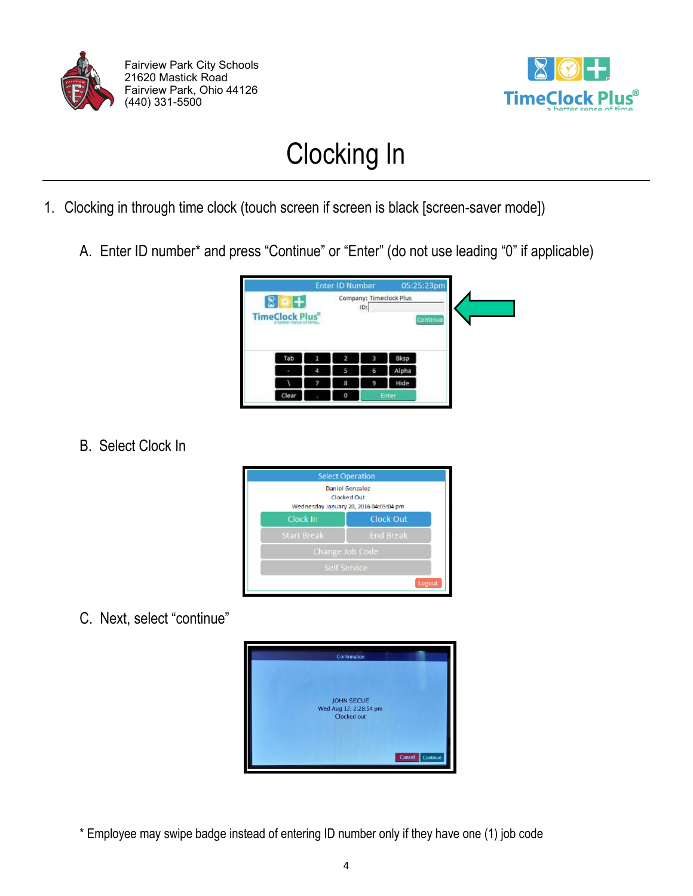Fairview Park City Schools
21620 Mastick Road
Fairview Park, Ohio 44126
(440) 331-5500

# Clocking In

1. Clocking in through time clock (touch screen if screen is black [screen-saver mode])

   A. Enter ID number* and press “Continue” or “Enter” (do not use leading “0” if applicable)

   B. Select Clock In

   C. Next, select “continue”

* Employee may swipe badge instead of entering ID number only if they have one (1) job code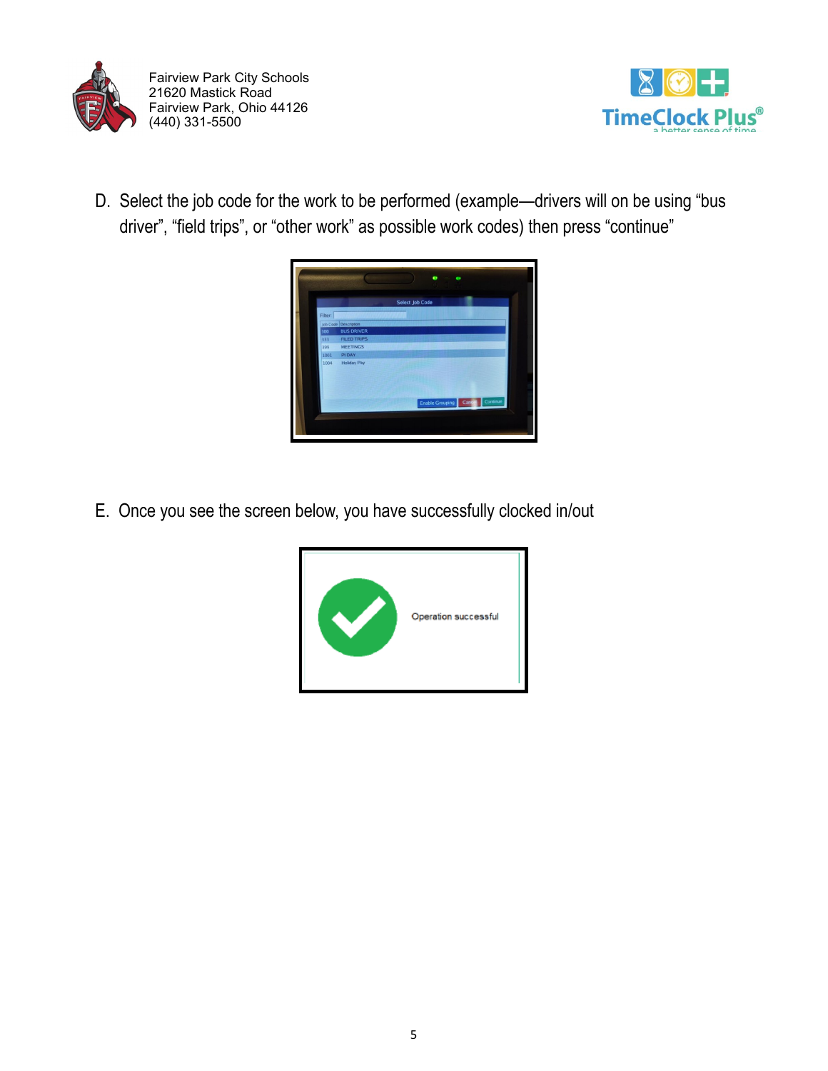D. Select the job code for the work to be performed (example—drivers will on be using “bus driver”, “field trips”, or “other work” as possible work codes) then press “continue”

E. Once you see the screen below, you have successfully clocked in/out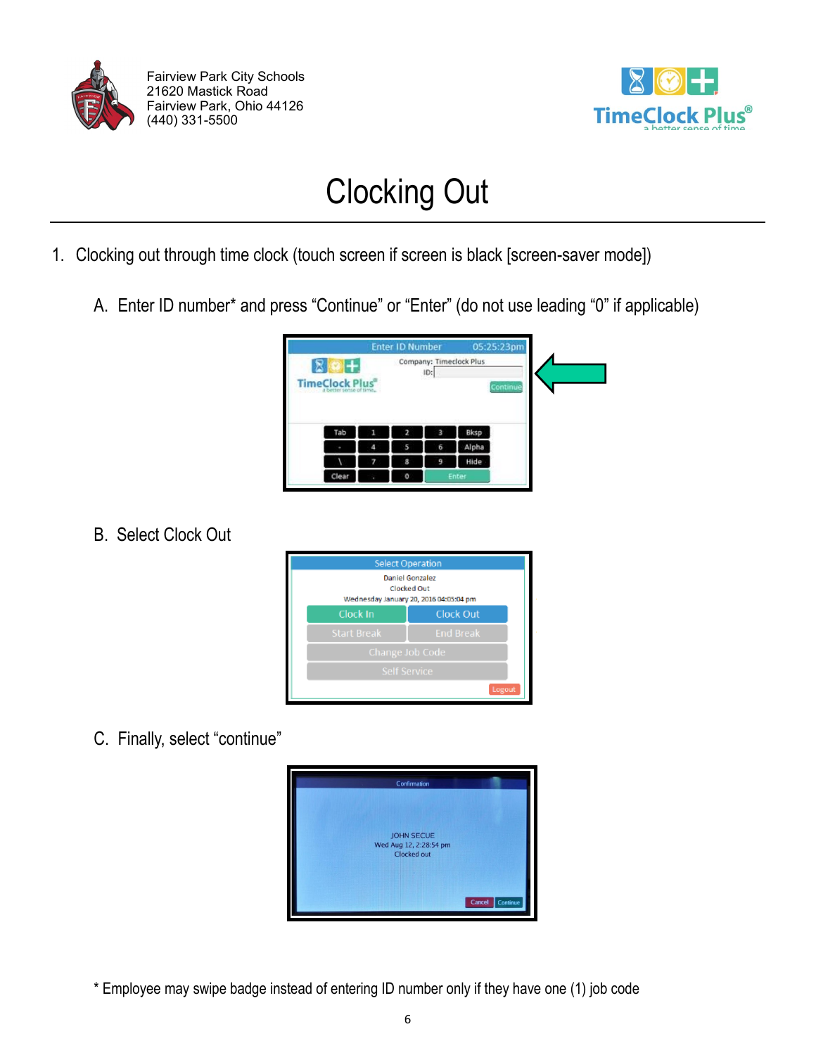Fairview Park City Schools
21620 Mastick Road
Fairview Park, Ohio 44126
(440) 331-5500

# Clocking Out

1. Clocking out through time clock (touch screen if screen is black [screen-saver mode])

   A. Enter ID number* and press “Continue” or “Enter” (do not use leading “0” if applicable)

   B. Select Clock Out

   C. Finally, select “continue”

* Employee may swipe badge instead of entering ID number only if they have one (1) job code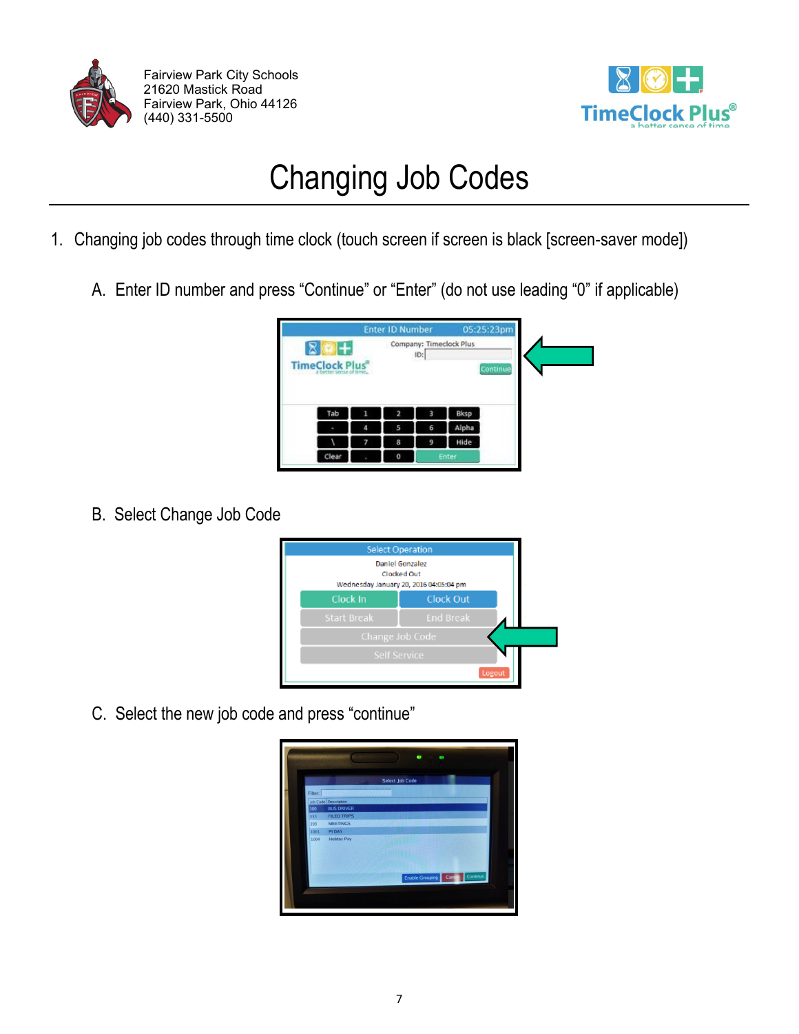Fairview Park City Schools
21620 Mastick Road
Fairview Park, Ohio 44126
(440) 331-5500

# Changing Job Codes

1. Changing job codes through time clock (touch screen if screen is black [screen-saver mode])

   A. Enter ID number and press "Continue" or "Enter" (do not use leading "0" if applicable)

   B. Select Change Job Code

   C. Select the new job code and press "continue"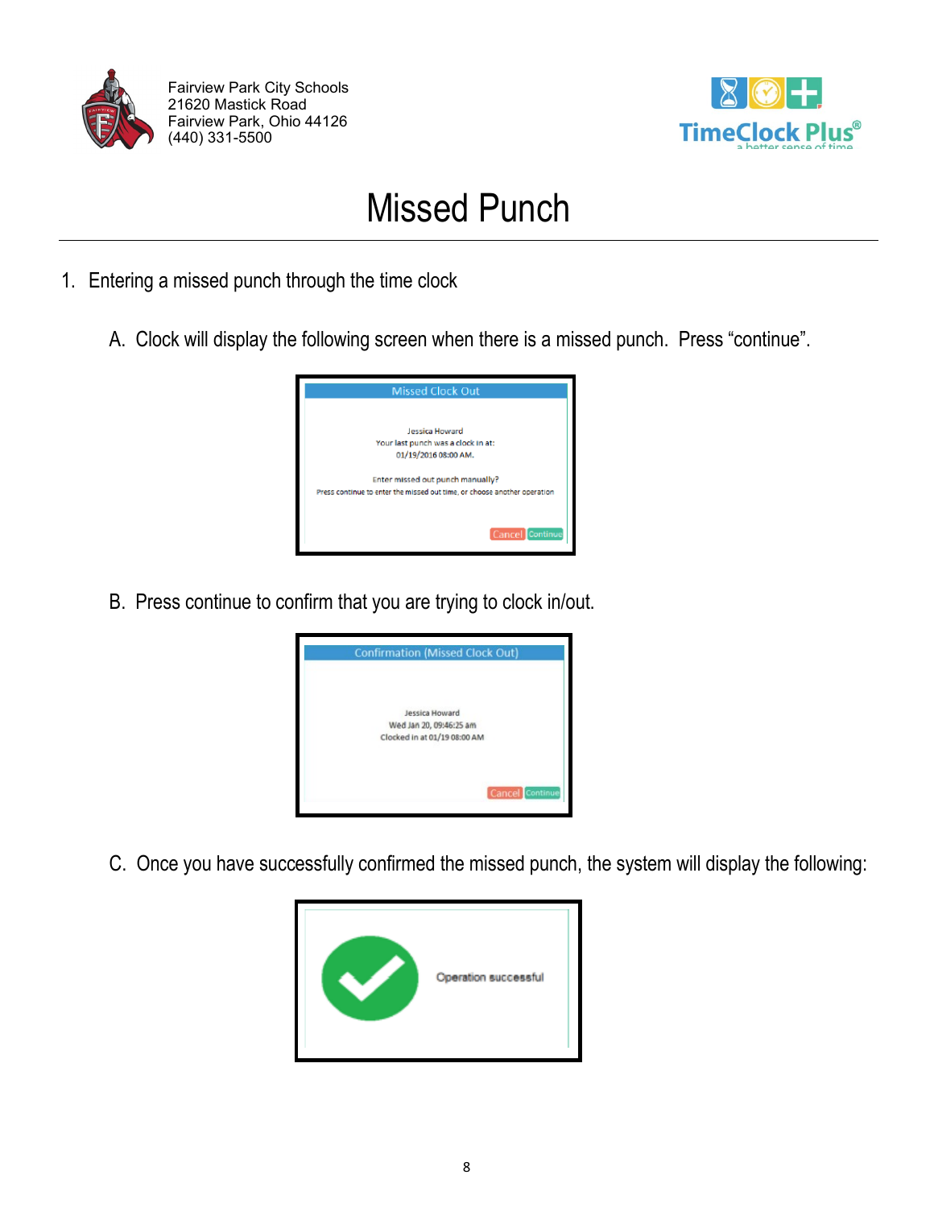Fairview Park City Schools
21620 Mastick Road
Fairview Park, Ohio 44126
(440) 331-5500

# Missed Punch

1. Entering a missed punch through the time clock

   A. Clock will display the following screen when there is a missed punch. Press "continue".

   Missed Clock Out

   Jessica Howard
   Your last punch was a clock in at:
   01/19/2016 08:00 AM.

   Enter missed out punch manually?
   Press continue to enter the missed out time, or choose another operation

   Cancel | Continue

   B. Press continue to confirm that you are trying to clock in/out.

   Confirmation (Missed Clock Out)

   Jessica Howard
   Wed Jan 20, 09:46:25 am
   Clocked in at 01/19 08:00 AM

   Cancel | Continue

   C. Once you have successfully confirmed the missed punch, the system will display the following:

   Operation successful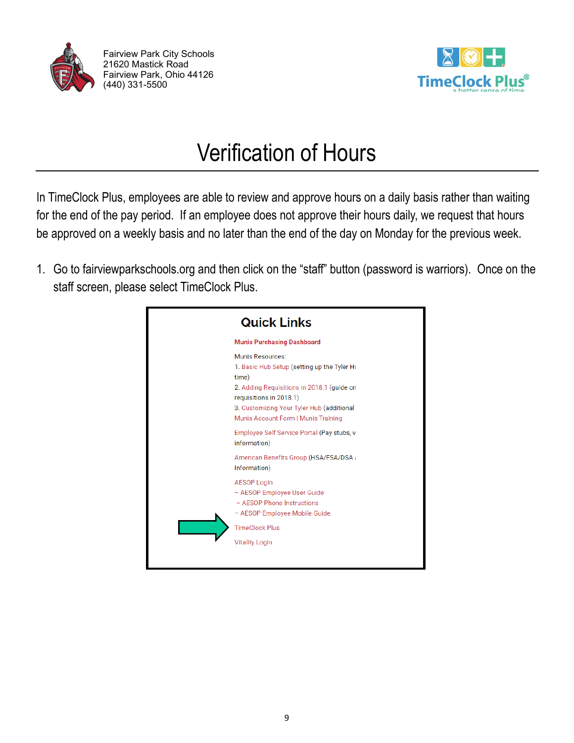Fairview Park City Schools
21620 Mastick Road
Fairview Park, Ohio 44126
(440) 331-5500

# Verification of Hours

In TimeClock Plus, employees are able to review and approve hours on a daily basis rather than waiting for the end of the pay period. If an employee does not approve their hours daily, we request that hours be approved on a weekly basis and no later than the end of the day on Monday for the previous week.

1. Go to fairviewparkschools.org and then click on the "staff" button (password is warriors). Once on the staff screen, please select TimeClock Plus.

**Quick Links**

**Munis Purchasing Dashboard**

Munis Resources:
1. Basic Hub Setup (setting up the Tyler H
time)
2. Adding Requisitions in 2018.1 (guide on
requisitions in 2018.1)
3. Customizing Your Tyler Hub (additional
Munis Account Form | Munis Training

Employee Self Service Portal (Pay stubs, v
information)

American Benefits Group (HSA/FSA/DSA
Information)

AESOP Login
– AESOP Employee User Guide
– AESOP Phone Instructions
– AESOP Employee Mobile Guide

TimeClock Plus

Vitality Login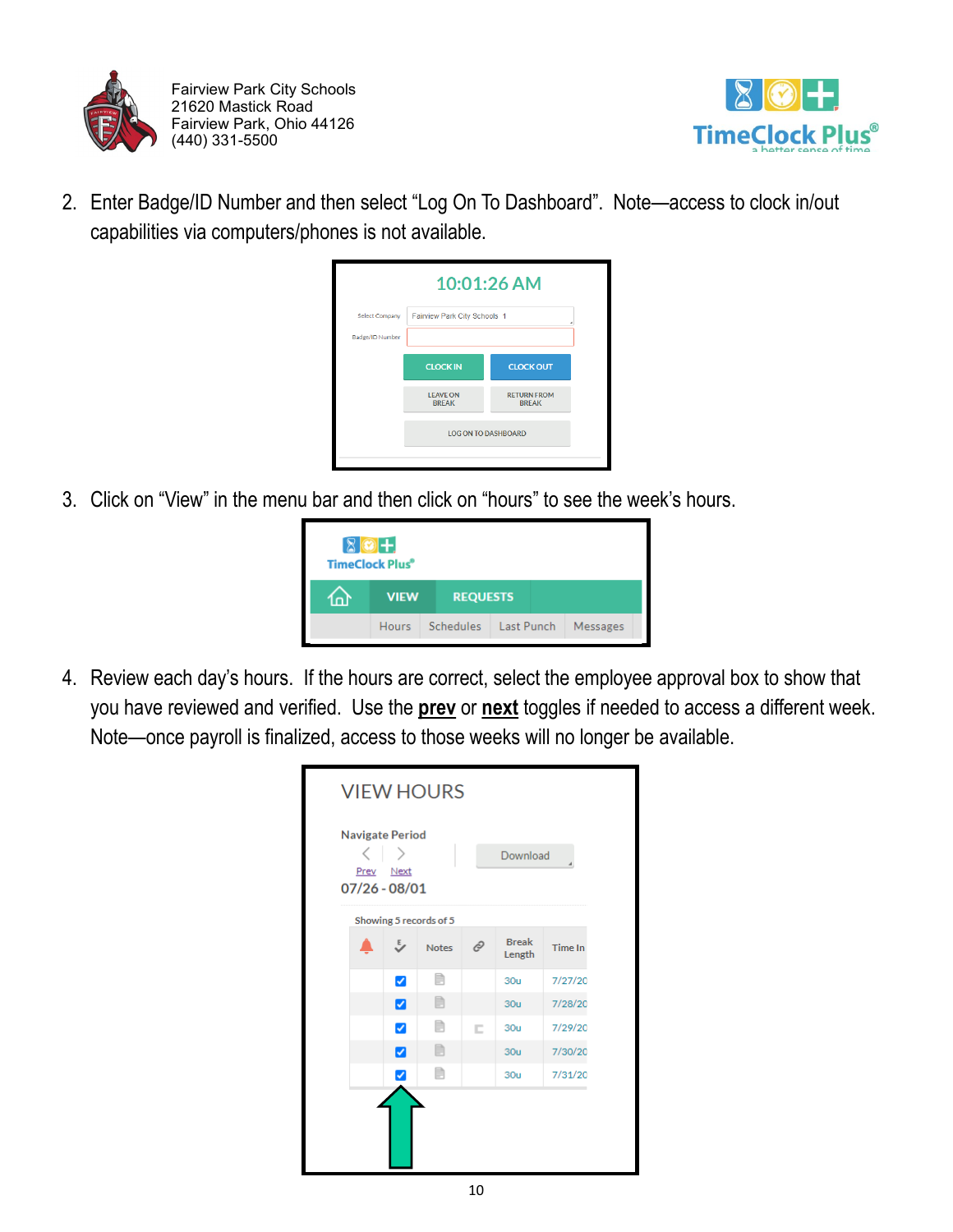Fairview Park City Schools
21620 Mastick Road
Fairview Park, Ohio 44126
(440) 331-5500

2. Enter Badge/ID Number and then select "Log On To Dashboard". Note—access to clock in/out capabilities via computers/phones is not available.

3. Click on "View" in the menu bar and then click on "hours" to see the week's hours.

4. Review each day's hours. If the hours are correct, select the employee approval box to show that you have reviewed and verified. Use the **<u>prev</u>** or **<u>next</u>** toggles if needed to access a different week. Note—once payroll is finalized, access to those weeks will no longer be available.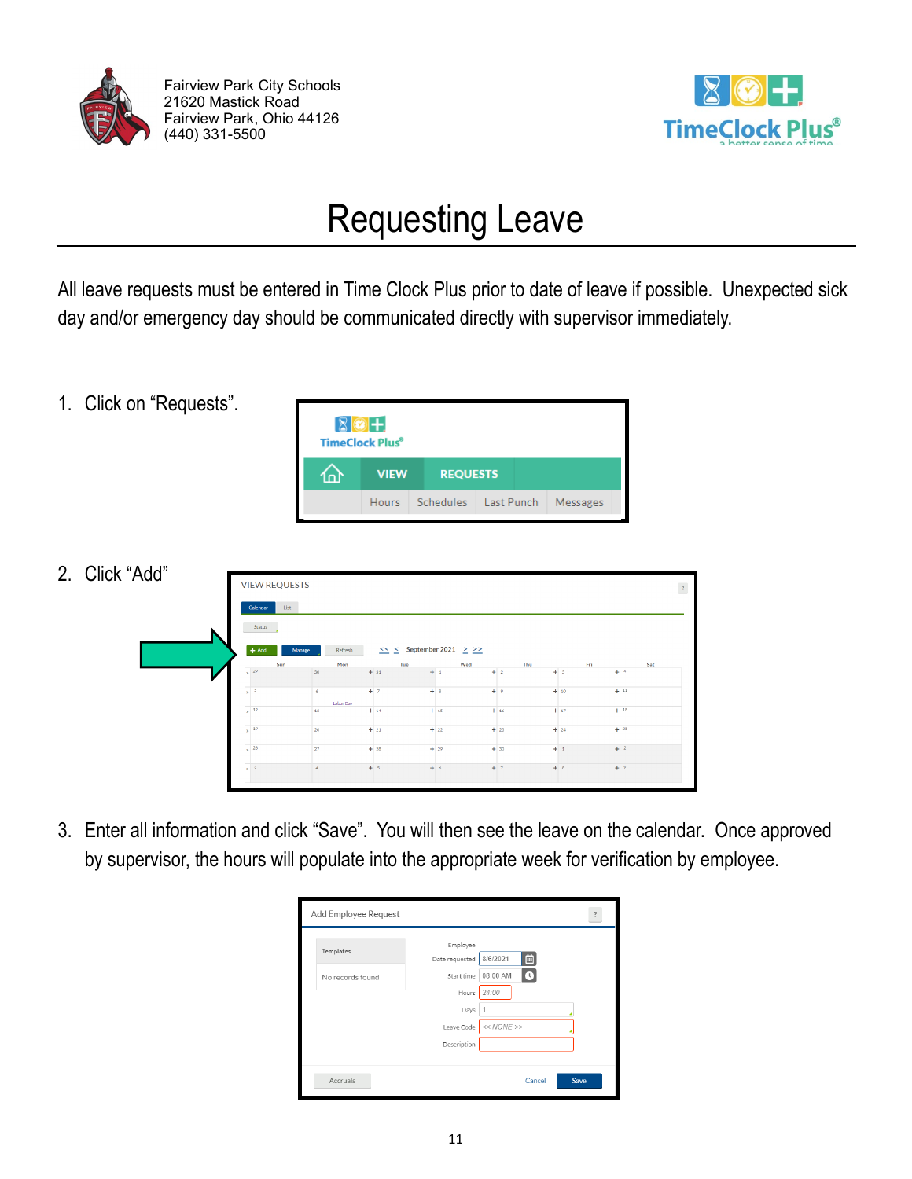Fairview Park City Schools
21620 Mastick Road
Fairview Park, Ohio 44126
(440) 331-5500

# Requesting Leave

All leave requests must be entered in Time Clock Plus prior to date of leave if possible. Unexpected sick day and/or emergency day should be communicated directly with supervisor immediately.

1. Click on "Requests".
2. Click "Add"
3. Enter all information and click "Save". You will then see the leave on the calendar. Once approved by supervisor, the hours will populate into the appropriate week for verification by employee.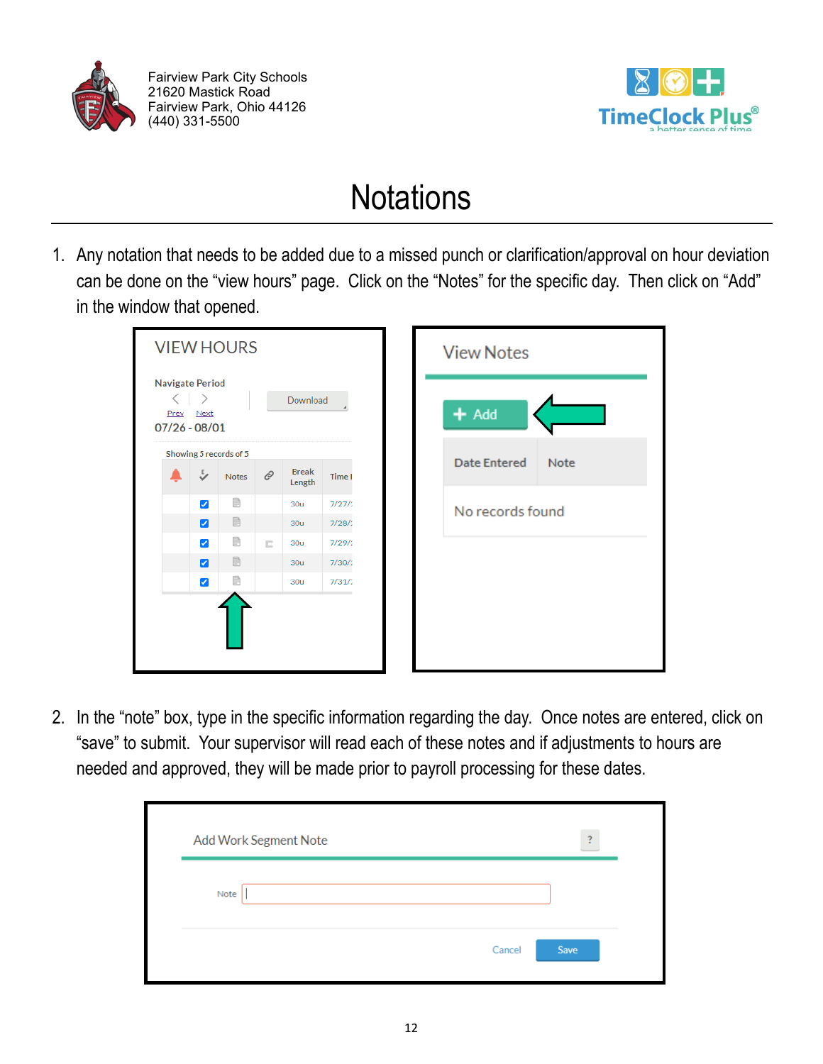Fairview Park City Schools
21620 Mastick Road
Fairview Park, Ohio 44126
(440) 331-5500

# Notations

1. Any notation that needs to be added due to a missed punch or clarification/approval on hour deviation can be done on the "view hours" page. Click on the "Notes" for the specific day. Then click on "Add" in the window that opened.

2. In the "note" box, type in the specific information regarding the day. Once notes are entered, click on "save" to submit. Your supervisor will read each of these notes and if adjustments to hours are needed and approved, they will be made prior to payroll processing for these dates.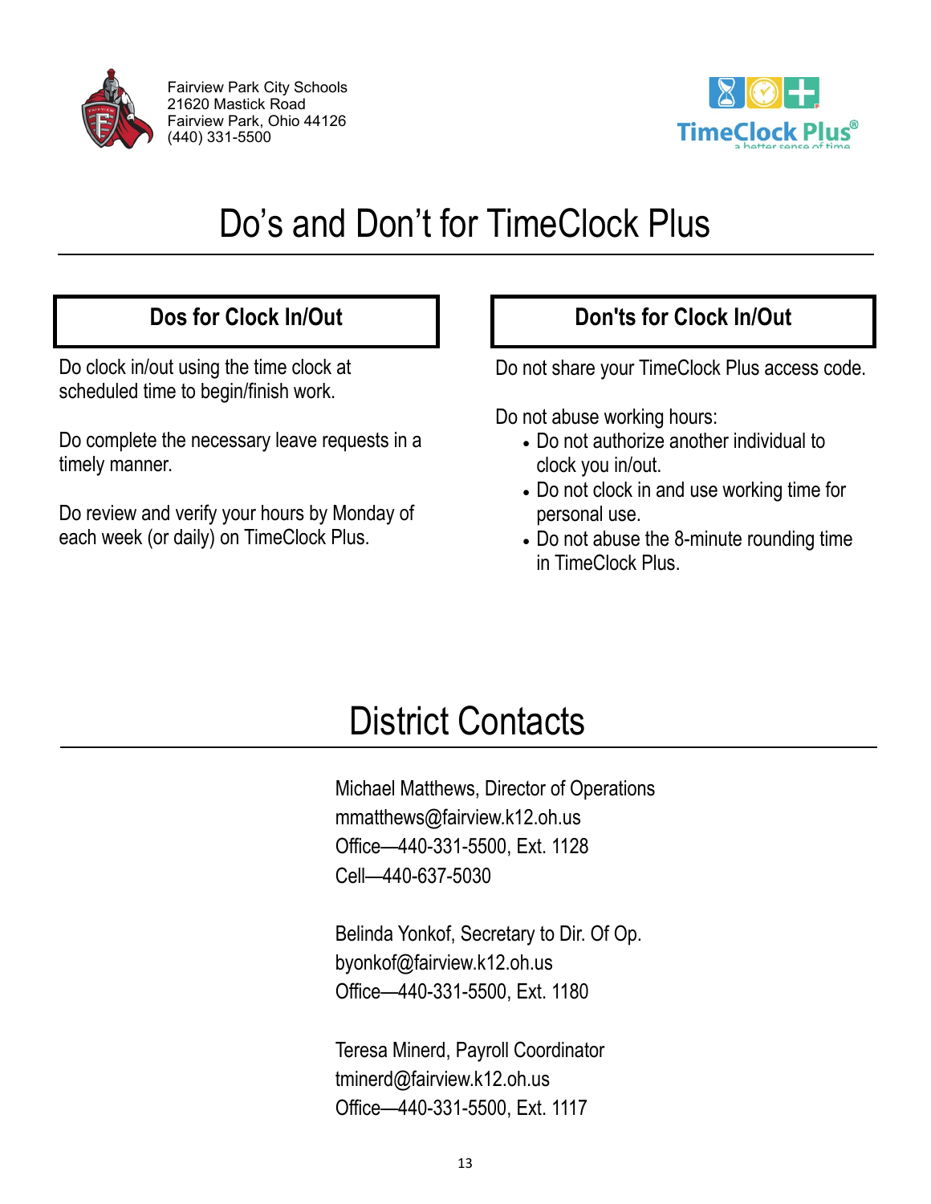Fairview Park City Schools
21620 Mastick Road
Fairview Park, Ohio 44126
(440) 331-5500

# Do's and Don't for TimeClock Plus

## Dos for Clock In/Out

Do clock in/out using the time clock at scheduled time to begin/finish work.

Do complete the necessary leave requests in a timely manner.

Do review and verify your hours by Monday of each week (or daily) on TimeClock Plus.

## Don'ts for Clock In/Out

Do not share your TimeClock Plus access code.

Do not abuse working hours:

- Do not authorize another individual to clock you in/out.
- Do not clock in and use working time for personal use.
- Do not abuse the 8-minute rounding time in TimeClock Plus.

# District Contacts

Michael Matthews, Director of Operations
mmatthews@fairview.k12.oh.us
Office—440-331-5500, Ext. 1128
Cell—440-637-5030

Belinda Yonkof, Secretary to Dir. Of Op.
byonkof@fairview.k12.oh.us
Office—440-331-5500, Ext. 1180

Teresa Minerd, Payroll Coordinator
tminerd@fairview.k12.oh.us
Office—440-331-5500, Ext. 1117